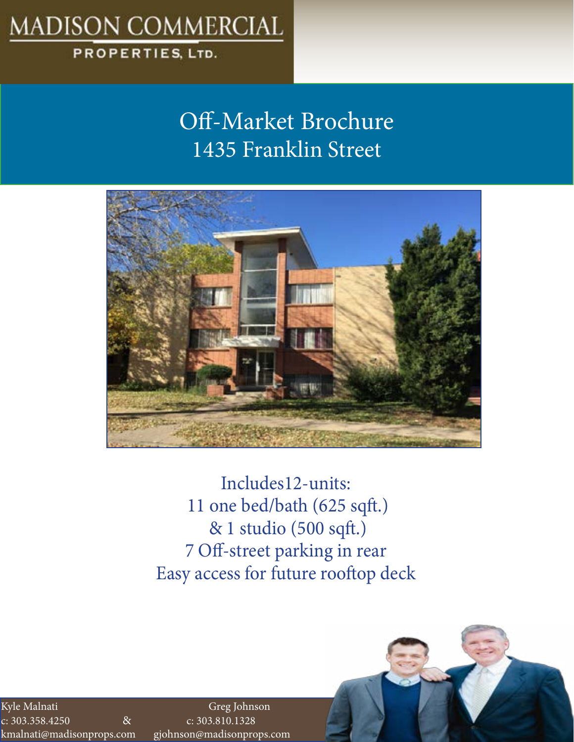MADISON COMMERCIAL

PROPERTIES, LTD.

# Off-Market Brochure
# 1435 Franklin Street

Includes12-units:
11 one bed/bath (625 sqft.)
& 1 studio (500 sqft.)
7 Off-street parking in rear
Easy access for future rooftop deck

Kyle Malnati
c: 303.358.4250
kmalnati@madisonprops.com

&

Greg Johnson
c: 303.810.1328
gjohnson@madisonprops.com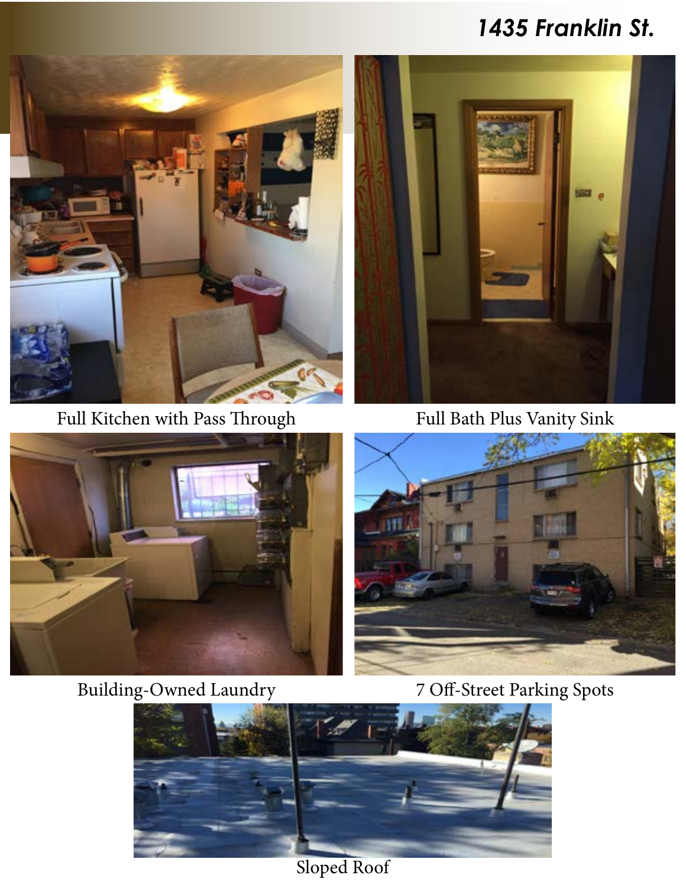# *1435 Franklin St.*

Full Kitchen with Pass Through

Full Bath Plus Vanity Sink

Building-Owned Laundry

7 Off-Street Parking Spots

Sloped Roof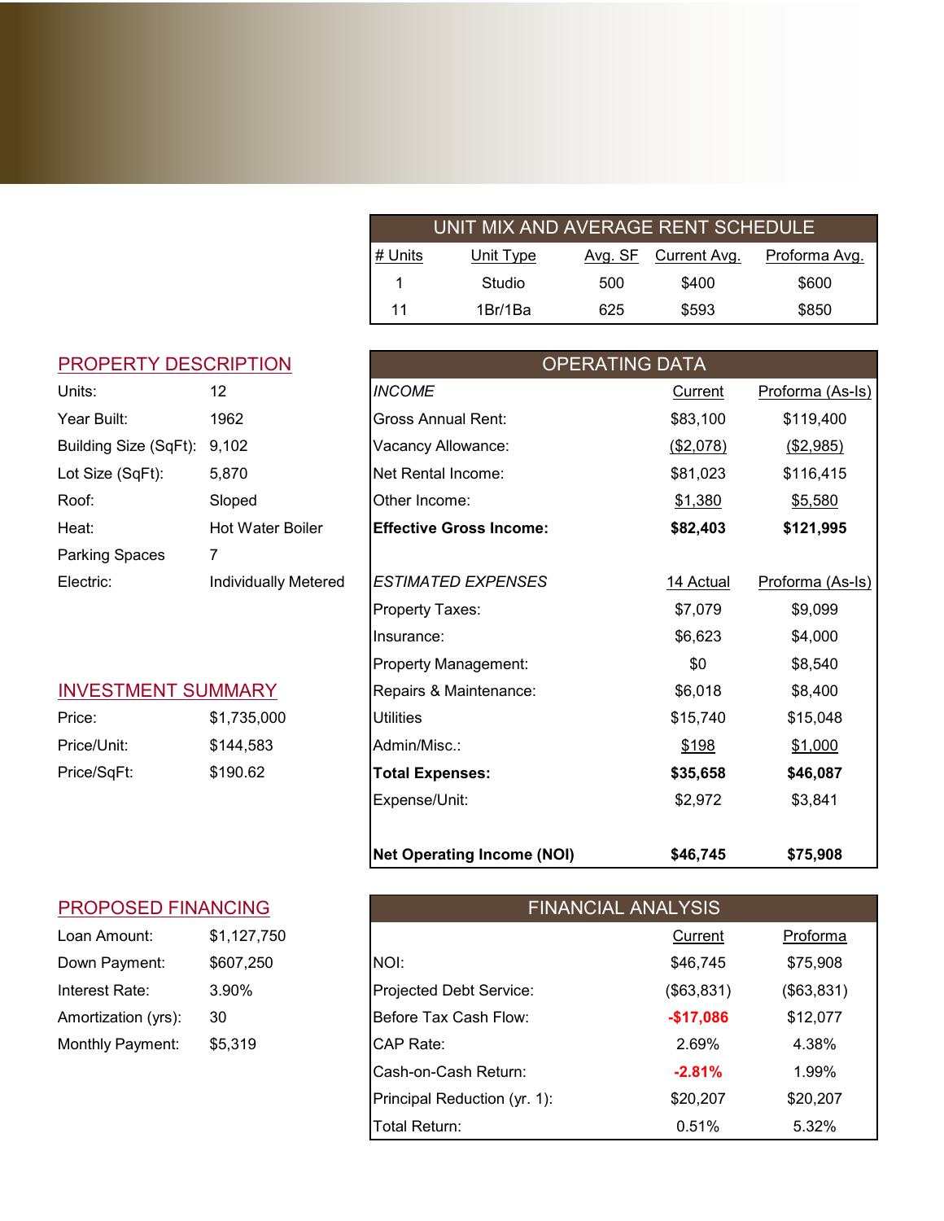## UNIT MIX AND AVERAGE RENT SCHEDULE

| # Units | Unit Type | Avg. SF | Current Avg. | Proforma Avg. |
|---|---|---|---|---|
| 1 | Studio | 500 | $400 | $600 |
| 11 | 1Br/1Ba | 625 | $593 | $850 |

## PROPERTY DESCRIPTION

| | |
|---|---|
| Units: | 12 |
| Year Built: | 1962 |
| Building Size (SqFt): | 9,102 |
| Lot Size (SqFt): | 5,870 |
| Roof: | Sloped |
| Heat: | Hot Water Boiler |
| Parking Spaces | 7 |
| Electric: | Individually Metered |

## OPERATING DATA

| *INCOME* | Current | Proforma (As-Is) |
|---|---|---|
| Gross Annual Rent: | $83,100 | $119,400 |
| Vacancy Allowance: | ($2,078) | ($2,985) |
| Net Rental Income: | $81,023 | $116,415 |
| Other Income: | $1,380 | $5,580 |
| **Effective Gross Income:** | **$82,403** | **$121,995** |
| *ESTIMATED EXPENSES* | 14 Actual | Proforma (As-Is) |
| Property Taxes: | $7,079 | $9,099 |
| Insurance: | $6,623 | $4,000 |
| Property Management: | $0 | $8,540 |
| Repairs & Maintenance: | $6,018 | $8,400 |
| Utilities | $15,740 | $15,048 |
| Admin/Misc.: | $198 | $1,000 |
| **Total Expenses:** | **$35,658** | **$46,087** |
| Expense/Unit: | $2,972 | $3,841 |
| **Net Operating Income (NOI)** | **$46,745** | **$75,908** |

## INVESTMENT SUMMARY

| | |
|---|---|
| Price: | $1,735,000 |
| Price/Unit: | $144,583 |
| Price/SqFt: | $190.62 |

## PROPOSED FINANCING

| | |
|---|---|
| Loan Amount: | $1,127,750 |
| Down Payment: | $607,250 |
| Interest Rate: | 3.90% |
| Amortization (yrs): | 30 |
| Monthly Payment: | $5,319 |

## FINANCIAL ANALYSIS

| | Current | Proforma |
|---|---|---|
| NOI: | $46,745 | $75,908 |
| Projected Debt Service: | ($63,831) | ($63,831) |
| Before Tax Cash Flow: | -$17,086 | $12,077 |
| CAP Rate: | 2.69% | 4.38% |
| Cash-on-Cash Return: | -2.81% | 1.99% |
| Principal Reduction (yr. 1): | $20,207 | $20,207 |
| Total Return: | 0.51% | 5.32% |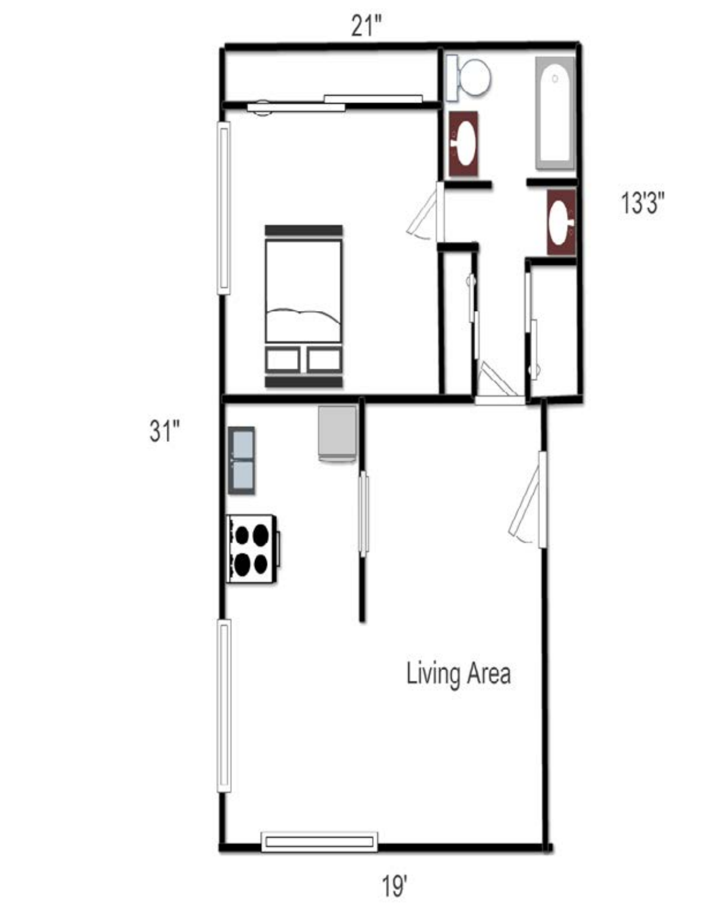21"

13'3"

31"

Living Area

19'